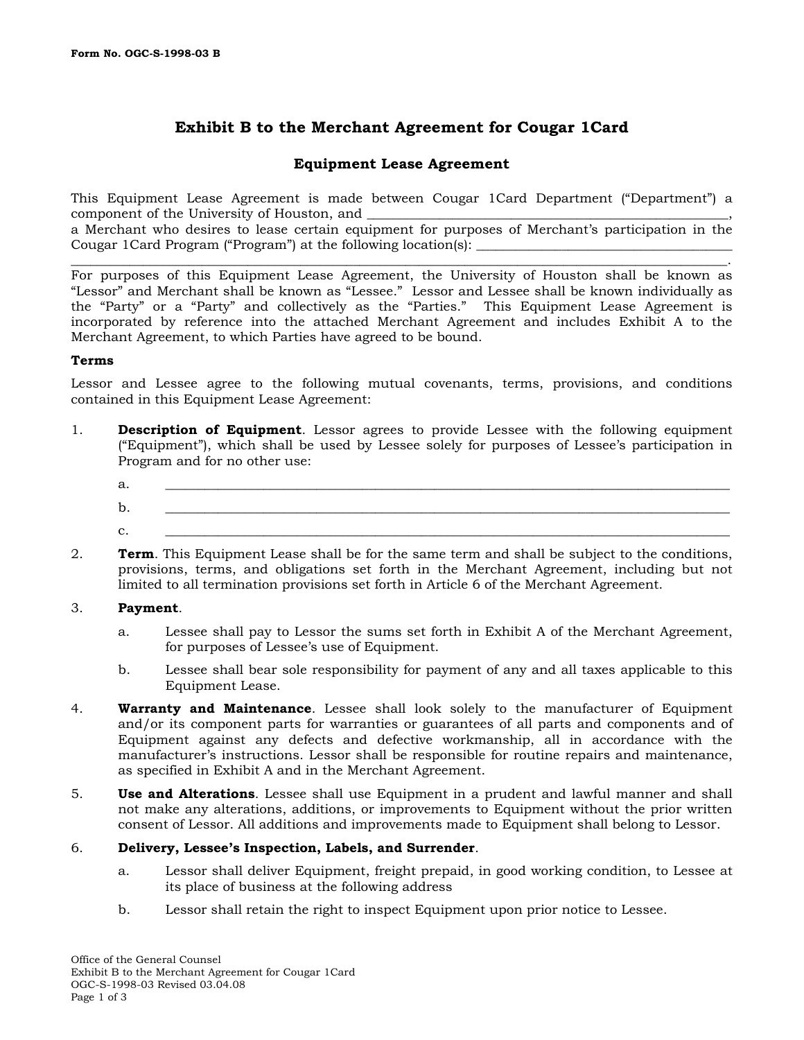Form No. OGC-S-1998-03 B

# Exhibit B to the Merchant Agreement for Cougar 1Card

## Equipment Lease Agreement

This Equipment Lease Agreement is made between Cougar 1Card Department ("Department") a component of the University of Houston, and ____________________________________________, a Merchant who desires to lease certain equipment for purposes of Merchant's participation in the Cougar 1Card Program ("Program") at the following location(s): _______________________________ ______________________________________________________________________________.
For purposes of this Equipment Lease Agreement, the University of Houston shall be known as "Lessor" and Merchant shall be known as "Lessee." Lessor and Lessee shall be known individually as the "Party" or a "Party" and collectively as the "Parties." This Equipment Lease Agreement is incorporated by reference into the attached Merchant Agreement and includes Exhibit A to the Merchant Agreement, to which Parties have agreed to be bound.

**Terms**

Lessor and Lessee agree to the following mutual covenants, terms, provisions, and conditions contained in this Equipment Lease Agreement:

1. **Description of Equipment**. Lessor agrees to provide Lessee with the following equipment ("Equipment"), which shall be used by Lessee solely for purposes of Lessee's participation in Program and for no other use:

   a. ______________________________________________________________________

   b. ______________________________________________________________________

   c. ______________________________________________________________________

2. **Term**. This Equipment Lease shall be for the same term and shall be subject to the conditions, provisions, terms, and obligations set forth in the Merchant Agreement, including but not limited to all termination provisions set forth in Article 6 of the Merchant Agreement.

3. **Payment**.

   a. Lessee shall pay to Lessor the sums set forth in Exhibit A of the Merchant Agreement, for purposes of Lessee's use of Equipment.

   b. Lessee shall bear sole responsibility for payment of any and all taxes applicable to this Equipment Lease.

4. **Warranty and Maintenance**. Lessee shall look solely to the manufacturer of Equipment and/or its component parts for warranties or guarantees of all parts and components and of Equipment against any defects and defective workmanship, all in accordance with the manufacturer's instructions. Lessor shall be responsible for routine repairs and maintenance, as specified in Exhibit A and in the Merchant Agreement.

5. **Use and Alterations**. Lessee shall use Equipment in a prudent and lawful manner and shall not make any alterations, additions, or improvements to Equipment without the prior written consent of Lessor. All additions and improvements made to Equipment shall belong to Lessor.

6. **Delivery, Lessee's Inspection, Labels, and Surrender**.

   a. Lessor shall deliver Equipment, freight prepaid, in good working condition, to Lessee at its place of business at the following address

   b. Lessor shall retain the right to inspect Equipment upon prior notice to Lessee.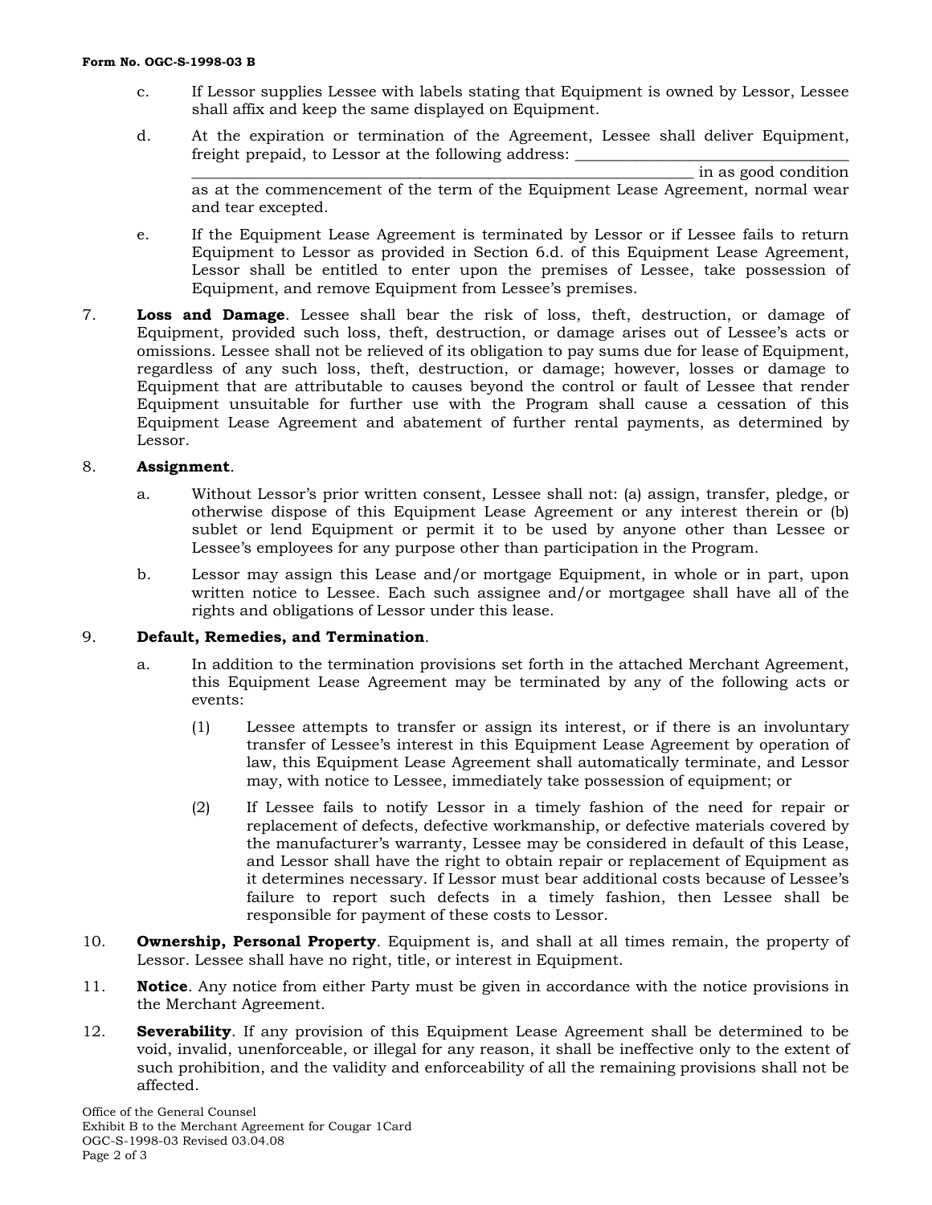c. If Lessor supplies Lessee with labels stating that Equipment is owned by Lessor, Lessee shall affix and keep the same displayed on Equipment.

d. At the expiration or termination of the Agreement, Lessee shall deliver Equipment, freight prepaid, to Lessor at the following address: ___________________________________ ___________________________________________________________________ in as good condition as at the commencement of the term of the Equipment Lease Agreement, normal wear and tear excepted.

e. If the Equipment Lease Agreement is terminated by Lessor or if Lessee fails to return Equipment to Lessor as provided in Section 6.d. of this Equipment Lease Agreement, Lessor shall be entitled to enter upon the premises of Lessee, take possession of Equipment, and remove Equipment from Lessee's premises.

7. **Loss and Damage**. Lessee shall bear the risk of loss, theft, destruction, or damage of Equipment, provided such loss, theft, destruction, or damage arises out of Lessee's acts or omissions. Lessee shall not be relieved of its obligation to pay sums due for lease of Equipment, regardless of any such loss, theft, destruction, or damage; however, losses or damage to Equipment that are attributable to causes beyond the control or fault of Lessee that render Equipment unsuitable for further use with the Program shall cause a cessation of this Equipment Lease Agreement and abatement of further rental payments, as determined by Lessor.

8. **Assignment**.

a. Without Lessor's prior written consent, Lessee shall not: (a) assign, transfer, pledge, or otherwise dispose of this Equipment Lease Agreement or any interest therein or (b) sublet or lend Equipment or permit it to be used by anyone other than Lessee or Lessee's employees for any purpose other than participation in the Program.

b. Lessor may assign this Lease and/or mortgage Equipment, in whole or in part, upon written notice to Lessee. Each such assignee and/or mortgagee shall have all of the rights and obligations of Lessor under this lease.

9. **Default, Remedies, and Termination**.

a. In addition to the termination provisions set forth in the attached Merchant Agreement, this Equipment Lease Agreement may be terminated by any of the following acts or events:

(1) Lessee attempts to transfer or assign its interest, or if there is an involuntary transfer of Lessee's interest in this Equipment Lease Agreement by operation of law, this Equipment Lease Agreement shall automatically terminate, and Lessor may, with notice to Lessee, immediately take possession of equipment; or

(2) If Lessee fails to notify Lessor in a timely fashion of the need for repair or replacement of defects, defective workmanship, or defective materials covered by the manufacturer's warranty, Lessee may be considered in default of this Lease, and Lessor shall have the right to obtain repair or replacement of Equipment as it determines necessary. If Lessor must bear additional costs because of Lessee's failure to report such defects in a timely fashion, then Lessee shall be responsible for payment of these costs to Lessor.

10. **Ownership, Personal Property**. Equipment is, and shall at all times remain, the property of Lessor. Lessee shall have no right, title, or interest in Equipment.

11. **Notice**. Any notice from either Party must be given in accordance with the notice provisions in the Merchant Agreement.

12. **Severability**. If any provision of this Equipment Lease Agreement shall be determined to be void, invalid, unenforceable, or illegal for any reason, it shall be ineffective only to the extent of such prohibition, and the validity and enforceability of all the remaining provisions shall not be affected.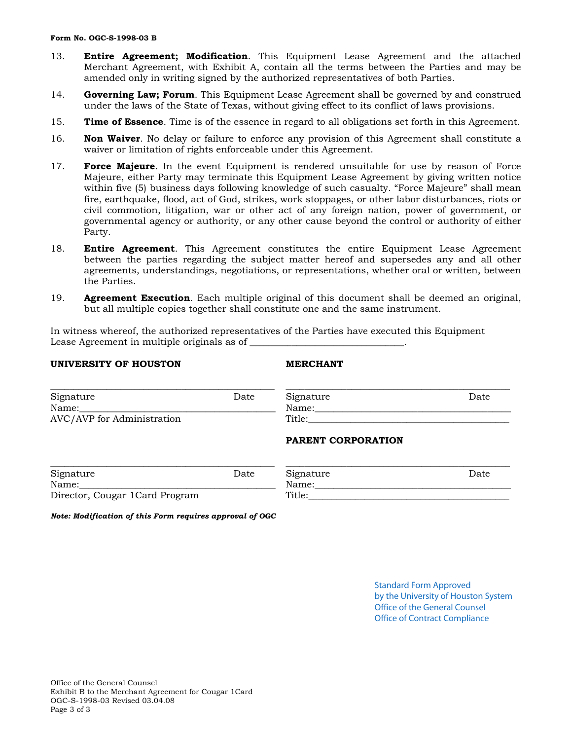Form No. OGC-S-1998-03 B

13. **Entire Agreement; Modification**. This Equipment Lease Agreement and the attached Merchant Agreement, with Exhibit A, contain all the terms between the Parties and may be amended only in writing signed by the authorized representatives of both Parties.

14. **Governing Law; Forum**. This Equipment Lease Agreement shall be governed by and construed under the laws of the State of Texas, without giving effect to its conflict of laws provisions.

15. **Time of Essence**. Time is of the essence in regard to all obligations set forth in this Agreement.

16. **Non Waiver**. No delay or failure to enforce any provision of this Agreement shall constitute a waiver or limitation of rights enforceable under this Agreement.

17. **Force Majeure**. In the event Equipment is rendered unsuitable for use by reason of Force Majeure, either Party may terminate this Equipment Lease Agreement by giving written notice within five (5) business days following knowledge of such casualty. "Force Majeure" shall mean fire, earthquake, flood, act of God, strikes, work stoppages, or other labor disturbances, riots or civil commotion, litigation, war or other act of any foreign nation, power of government, or governmental agency or authority, or any other cause beyond the control or authority of either Party.

18. **Entire Agreement**. This Agreement constitutes the entire Equipment Lease Agreement between the parties regarding the subject matter hereof and supersedes any and all other agreements, understandings, negotiations, or representations, whether oral or written, between the Parties.

19. **Agreement Execution**. Each multiple original of this document shall be deemed an original, but all multiple copies together shall constitute one and the same instrument.

In witness whereof, the authorized representatives of the Parties have executed this Equipment Lease Agreement in multiple originals as of _______________________________.

**UNIVERSITY OF HOUSTON**

_____________________________________________
Signature Date
Name:_________________________________________
AVC/AVP for Administration

_____________________________________________
Signature Date
Name:_________________________________________
Director, Cougar 1Card Program

**MERCHANT**

_____________________________________________
Signature Date
Name:_________________________________________
Title:_________________________________________

**PARENT CORPORATION**

_____________________________________________
Signature Date
Name:_________________________________________
Title:_________________________________________

***Note: Modification of this Form requires approval of OGC***

Standard Form Approved
by the University of Houston System
Office of the General Counsel
Office of Contract Compliance

Office of the General Counsel
Exhibit B to the Merchant Agreement for Cougar 1Card
OGC-S-1998-03 Revised 03.04.08